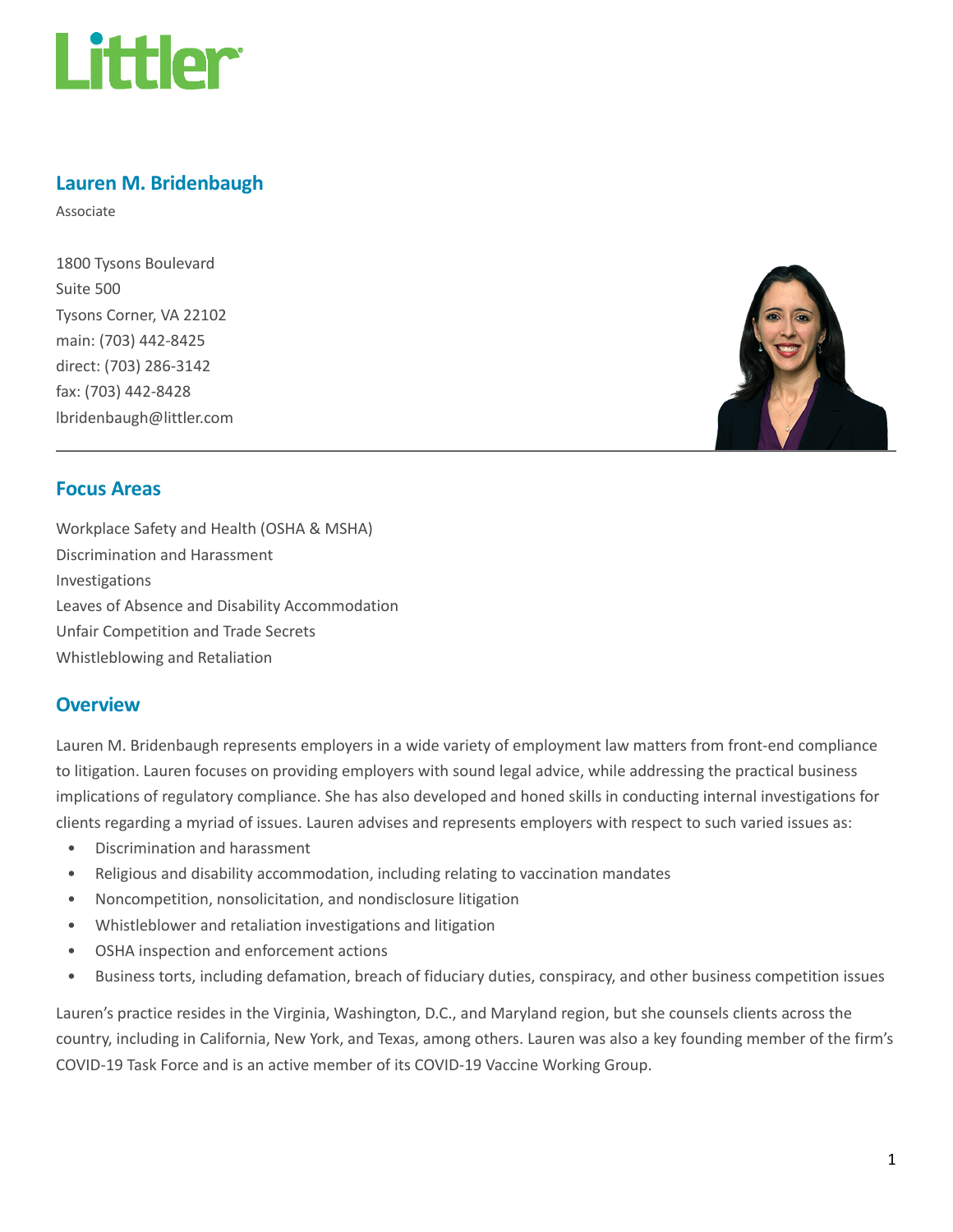# Lauren M. Bridenbaugh

Associate

1800 Tysons Boulevard
Suite 500
Tysons Corner, VA 22102
main: (703) 442-8425
direct: (703) 286-3142
fax: (703) 442-8428
lbridenbaugh@littler.com

## Focus Areas

Workplace Safety and Health (OSHA & MSHA)
Discrimination and Harassment
Investigations
Leaves of Absence and Disability Accommodation
Unfair Competition and Trade Secrets
Whistleblowing and Retaliation

## Overview

Lauren M. Bridenbaugh represents employers in a wide variety of employment law matters from front-end compliance to litigation. Lauren focuses on providing employers with sound legal advice, while addressing the practical business implications of regulatory compliance. She has also developed and honed skills in conducting internal investigations for clients regarding a myriad of issues. Lauren advises and represents employers with respect to such varied issues as:

- Discrimination and harassment
- Religious and disability accommodation, including relating to vaccination mandates
- Noncompetition, nonsolicitation, and nondisclosure litigation
- Whistleblower and retaliation investigations and litigation
- OSHA inspection and enforcement actions
- Business torts, including defamation, breach of fiduciary duties, conspiracy, and other business competition issues

Lauren's practice resides in the Virginia, Washington, D.C., and Maryland region, but she counsels clients across the country, including in California, New York, and Texas, among others. Lauren was also a key founding member of the firm's COVID-19 Task Force and is an active member of its COVID-19 Vaccine Working Group.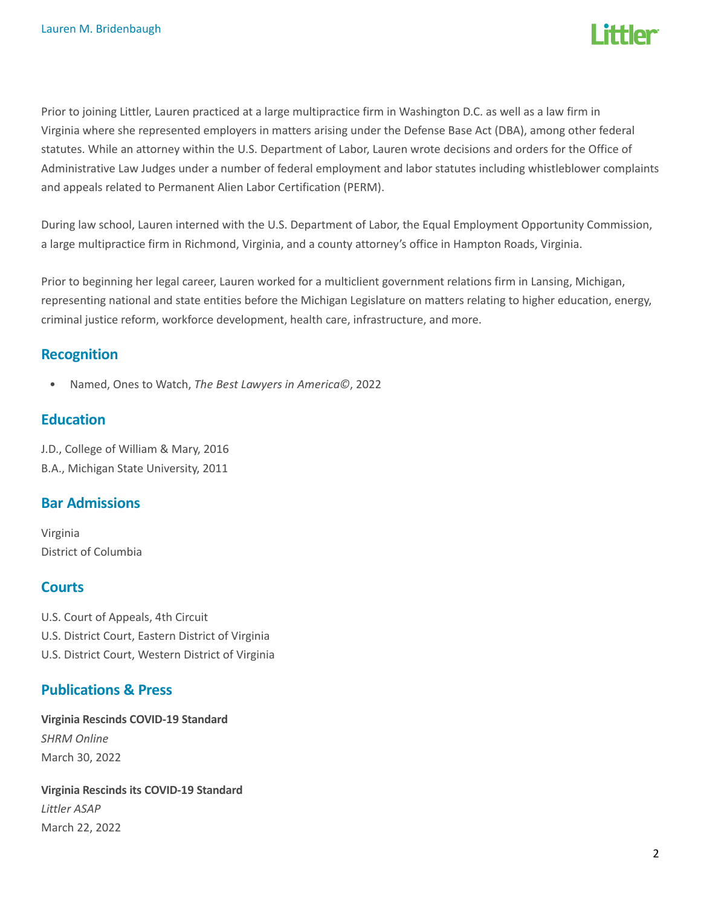Prior to joining Littler, Lauren practiced at a large multipractice firm in Washington D.C. as well as a law firm in Virginia where she represented employers in matters arising under the Defense Base Act (DBA), among other federal statutes. While an attorney within the U.S. Department of Labor, Lauren wrote decisions and orders for the Office of Administrative Law Judges under a number of federal employment and labor statutes including whistleblower complaints and appeals related to Permanent Alien Labor Certification (PERM).

During law school, Lauren interned with the U.S. Department of Labor, the Equal Employment Opportunity Commission, a large multipractice firm in Richmond, Virginia, and a county attorney's office in Hampton Roads, Virginia.

Prior to beginning her legal career, Lauren worked for a multiclient government relations firm in Lansing, Michigan, representing national and state entities before the Michigan Legislature on matters relating to higher education, energy, criminal justice reform, workforce development, health care, infrastructure, and more.

## Recognition

- Named, Ones to Watch, *The Best Lawyers in America©*, 2022

## Education

J.D., College of William & Mary, 2016
B.A., Michigan State University, 2011

## Bar Admissions

Virginia
District of Columbia

## Courts

U.S. Court of Appeals, 4th Circuit
U.S. District Court, Eastern District of Virginia
U.S. District Court, Western District of Virginia

## Publications & Press

**Virginia Rescinds COVID-19 Standard**
*SHRM Online*
March 30, 2022

**Virginia Rescinds its COVID-19 Standard**
*Littler ASAP*
March 22, 2022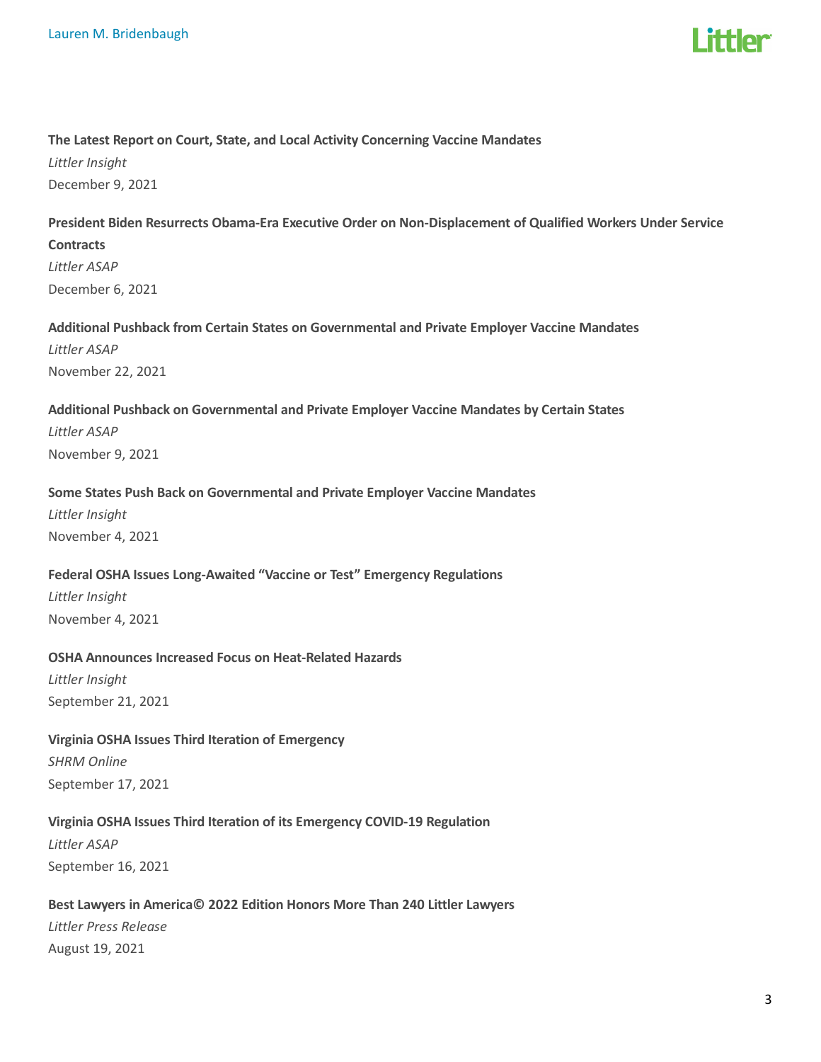**The Latest Report on Court, State, and Local Activity Concerning Vaccine Mandates**
*Littler Insight*
December 9, 2021

**President Biden Resurrects Obama-Era Executive Order on Non-Displacement of Qualified Workers Under Service Contracts**
*Littler ASAP*
December 6, 2021

**Additional Pushback from Certain States on Governmental and Private Employer Vaccine Mandates**
*Littler ASAP*
November 22, 2021

**Additional Pushback on Governmental and Private Employer Vaccine Mandates by Certain States**
*Littler ASAP*
November 9, 2021

**Some States Push Back on Governmental and Private Employer Vaccine Mandates**
*Littler Insight*
November 4, 2021

**Federal OSHA Issues Long-Awaited "Vaccine or Test" Emergency Regulations**
*Littler Insight*
November 4, 2021

**OSHA Announces Increased Focus on Heat-Related Hazards**
*Littler Insight*
September 21, 2021

**Virginia OSHA Issues Third Iteration of Emergency**
*SHRM Online*
September 17, 2021

**Virginia OSHA Issues Third Iteration of its Emergency COVID-19 Regulation**
*Littler ASAP*
September 16, 2021

**Best Lawyers in America© 2022 Edition Honors More Than 240 Littler Lawyers**
*Littler Press Release*
August 19, 2021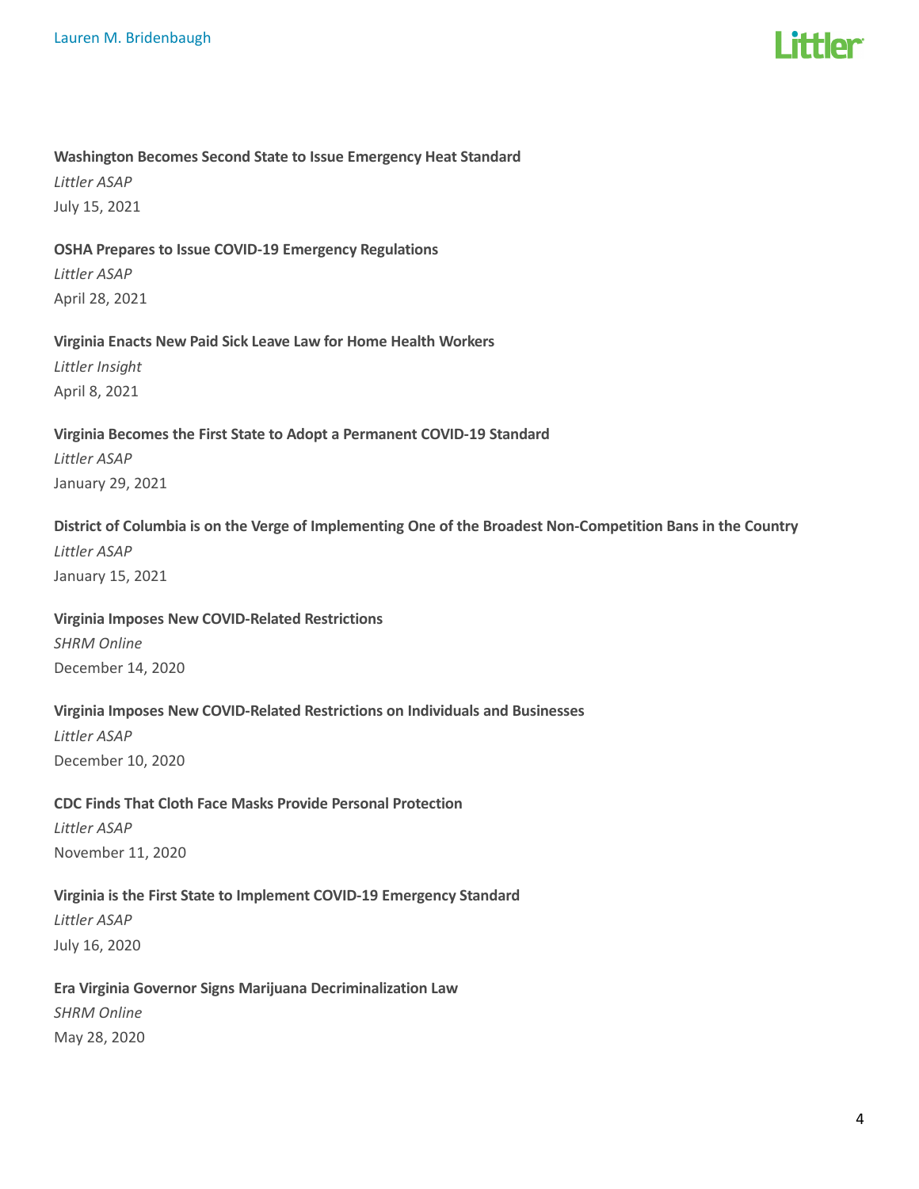**Washington Becomes Second State to Issue Emergency Heat Standard**
*Littler ASAP*
July 15, 2021

**OSHA Prepares to Issue COVID-19 Emergency Regulations**
*Littler ASAP*
April 28, 2021

**Virginia Enacts New Paid Sick Leave Law for Home Health Workers**
*Littler Insight*
April 8, 2021

**Virginia Becomes the First State to Adopt a Permanent COVID-19 Standard**
*Littler ASAP*
January 29, 2021

**District of Columbia is on the Verge of Implementing One of the Broadest Non-Competition Bans in the Country**
*Littler ASAP*
January 15, 2021

**Virginia Imposes New COVID-Related Restrictions**
*SHRM Online*
December 14, 2020

**Virginia Imposes New COVID-Related Restrictions on Individuals and Businesses**
*Littler ASAP*
December 10, 2020

**CDC Finds That Cloth Face Masks Provide Personal Protection**
*Littler ASAP*
November 11, 2020

**Virginia is the First State to Implement COVID-19 Emergency Standard**
*Littler ASAP*
July 16, 2020

**Era Virginia Governor Signs Marijuana Decriminalization Law**
*SHRM Online*
May 28, 2020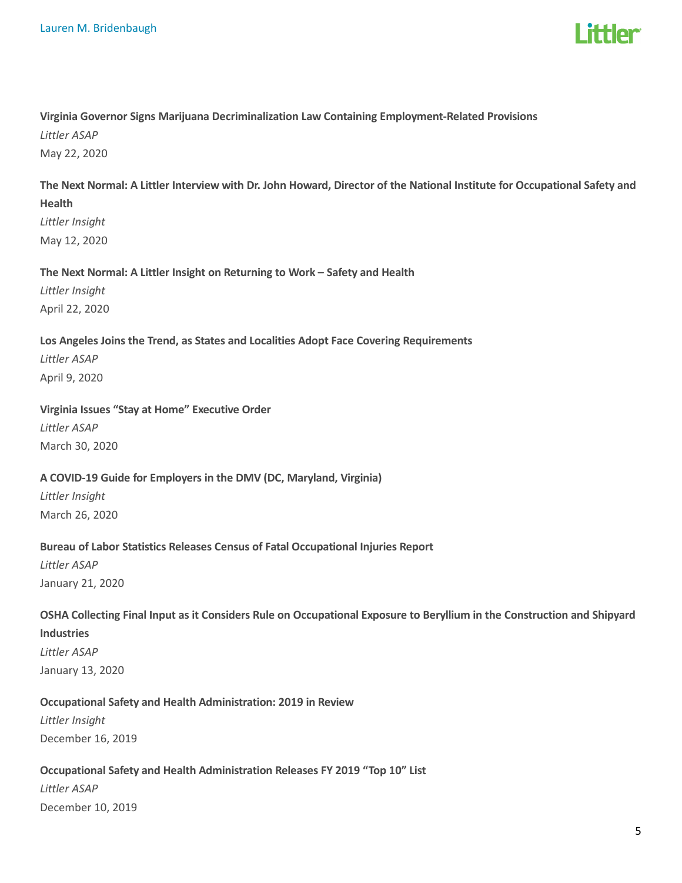**Virginia Governor Signs Marijuana Decriminalization Law Containing Employment-Related Provisions**
*Littler ASAP*
May 22, 2020

**The Next Normal: A Littler Interview with Dr. John Howard, Director of the National Institute for Occupational Safety and Health**
*Littler Insight*
May 12, 2020

**The Next Normal: A Littler Insight on Returning to Work – Safety and Health**
*Littler Insight*
April 22, 2020

**Los Angeles Joins the Trend, as States and Localities Adopt Face Covering Requirements**
*Littler ASAP*
April 9, 2020

**Virginia Issues "Stay at Home" Executive Order**
*Littler ASAP*
March 30, 2020

**A COVID-19 Guide for Employers in the DMV (DC, Maryland, Virginia)**
*Littler Insight*
March 26, 2020

**Bureau of Labor Statistics Releases Census of Fatal Occupational Injuries Report**
*Littler ASAP*
January 21, 2020

**OSHA Collecting Final Input as it Considers Rule on Occupational Exposure to Beryllium in the Construction and Shipyard Industries**
*Littler ASAP*
January 13, 2020

**Occupational Safety and Health Administration: 2019 in Review**
*Littler Insight*
December 16, 2019

**Occupational Safety and Health Administration Releases FY 2019 "Top 10" List**
*Littler ASAP*
December 10, 2019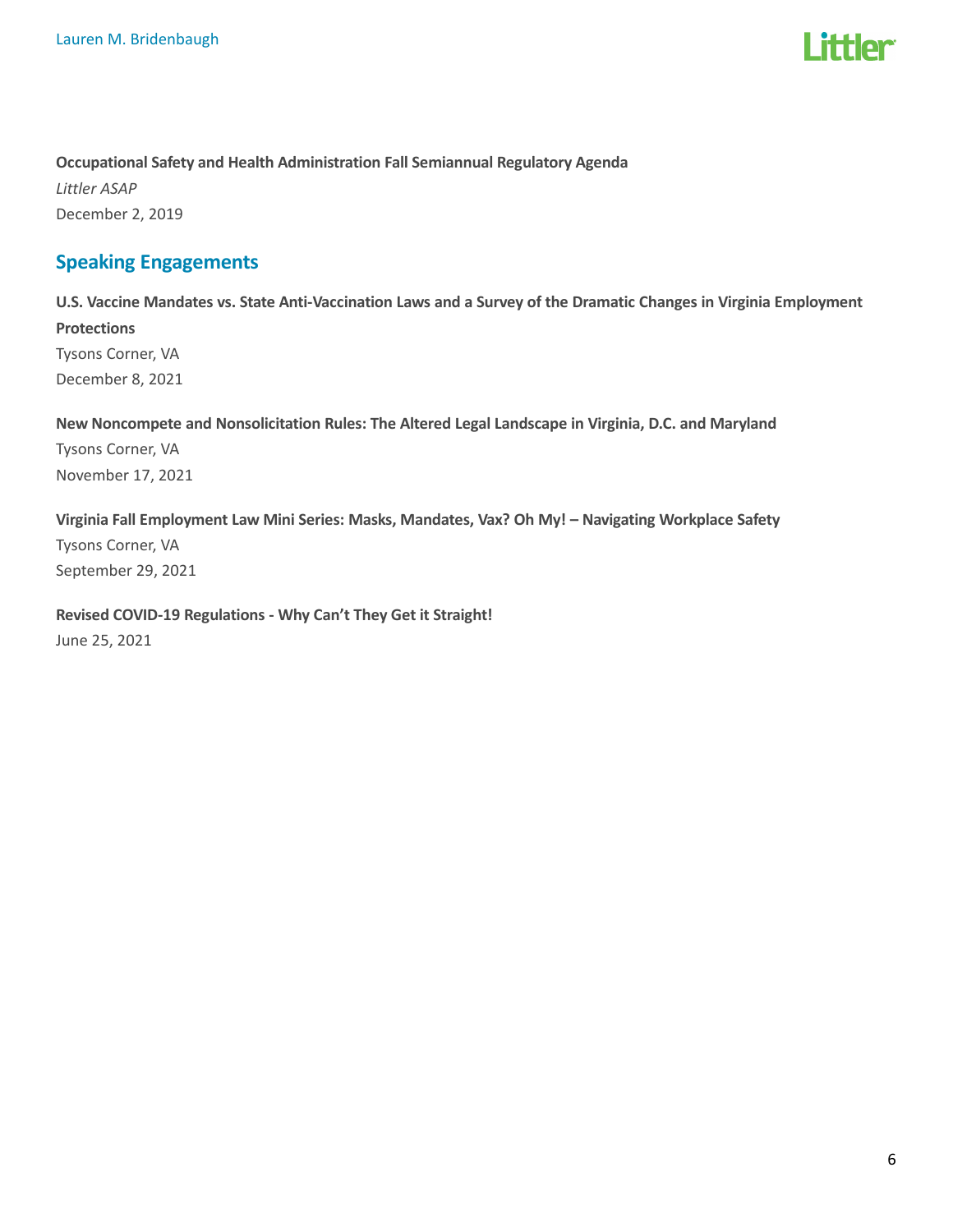**Occupational Safety and Health Administration Fall Semiannual Regulatory Agenda**
*Littler ASAP*
December 2, 2019

## Speaking Engagements

**U.S. Vaccine Mandates vs. State Anti-Vaccination Laws and a Survey of the Dramatic Changes in Virginia Employment Protections**
Tysons Corner, VA
December 8, 2021

**New Noncompete and Nonsolicitation Rules: The Altered Legal Landscape in Virginia, D.C. and Maryland**
Tysons Corner, VA
November 17, 2021

**Virginia Fall Employment Law Mini Series: Masks, Mandates, Vax? Oh My! – Navigating Workplace Safety**
Tysons Corner, VA
September 29, 2021

**Revised COVID-19 Regulations - Why Can't They Get it Straight!**
June 25, 2021